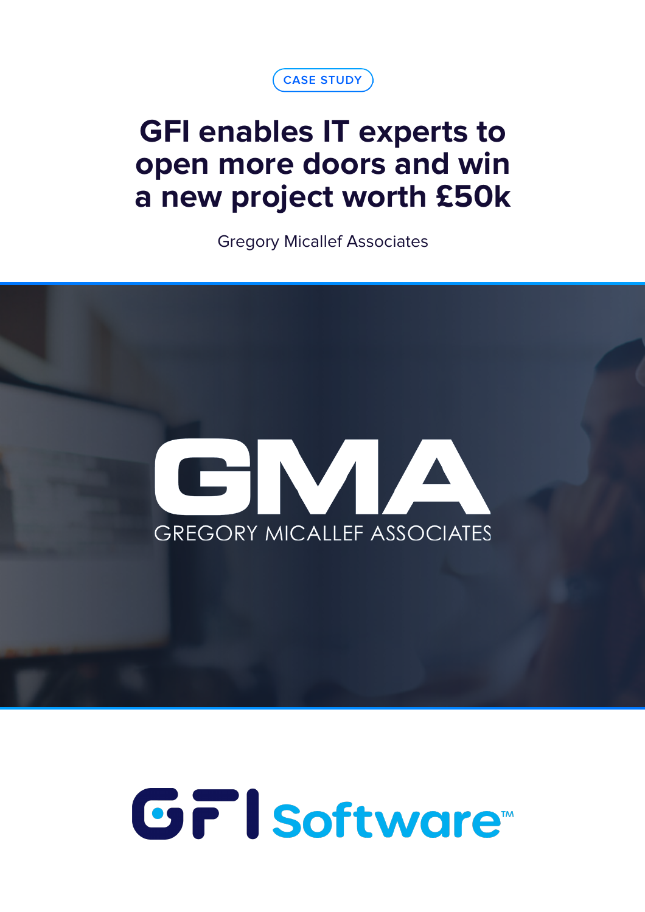CASE STUDY

# GFI enables IT experts to open more doors and win a new project worth £50k

Gregory Micallef Associates

GMA

GREGORY MICALLEF ASSOCIATES

GFI Software™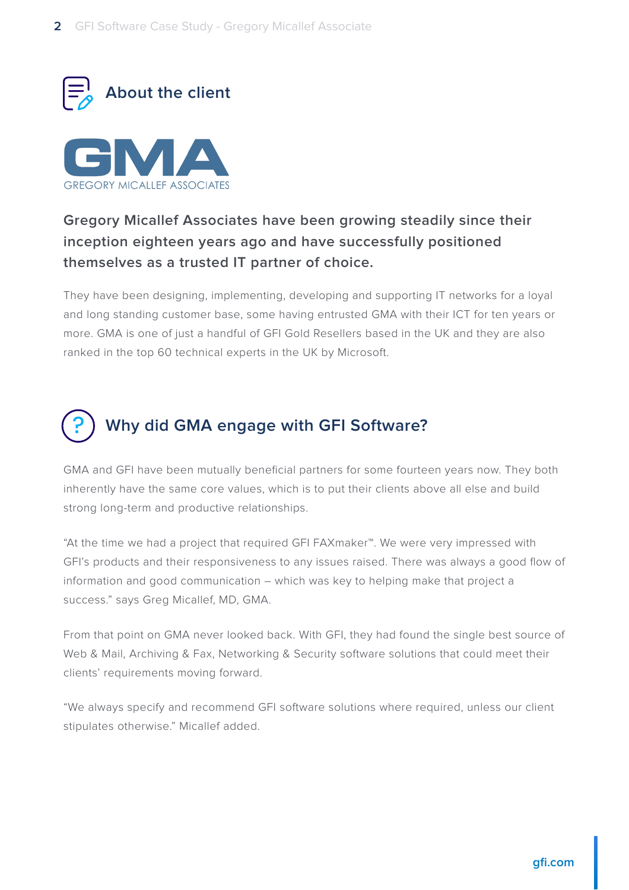## About the client

GMA
GREGORY MICALLEF ASSOCIATES

**Gregory Micallef Associates have been growing steadily since their inception eighteen years ago and have successfully positioned themselves as a trusted IT partner of choice.**

They have been designing, implementing, developing and supporting IT networks for a loyal and long standing customer base, some having entrusted GMA with their ICT for ten years or more. GMA is one of just a handful of GFI Gold Resellers based in the UK and they are also ranked in the top 60 technical experts in the UK by Microsoft.

## Why did GMA engage with GFI Software?

GMA and GFI have been mutually beneficial partners for some fourteen years now. They both inherently have the same core values, which is to put their clients above all else and build strong long-term and productive relationships.

"At the time we had a project that required GFI FAXmaker™. We were very impressed with GFI's products and their responsiveness to any issues raised. There was always a good flow of information and good communication – which was key to helping make that project a success." says Greg Micallef, MD, GMA.

From that point on GMA never looked back. With GFI, they had found the single best source of Web & Mail, Archiving & Fax, Networking & Security software solutions that could meet their clients' requirements moving forward.

"We always specify and recommend GFI software solutions where required, unless our client stipulates otherwise." Micallef added.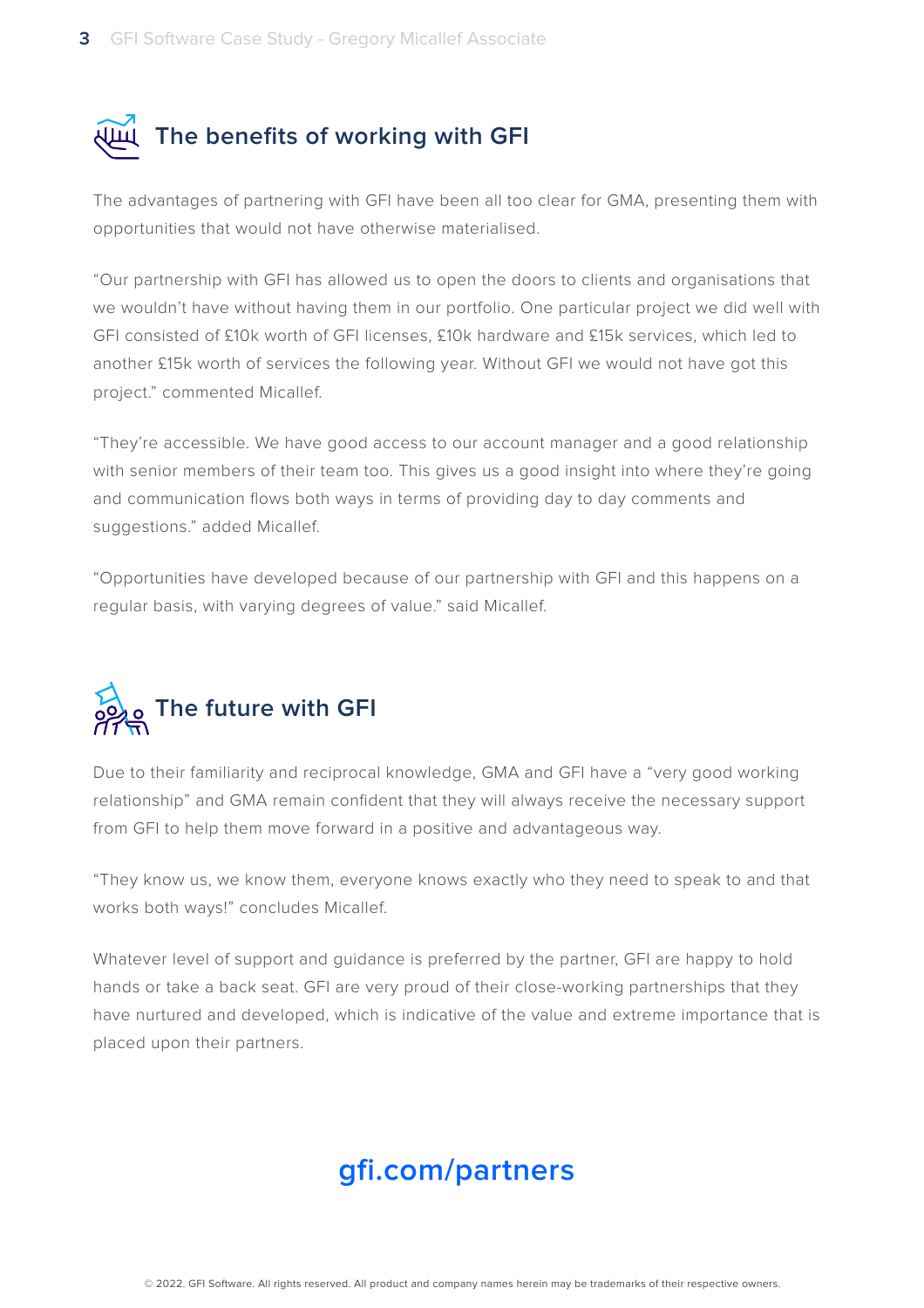## The benefits of working with GFI

The advantages of partnering with GFI have been all too clear for GMA, presenting them with opportunities that would not have otherwise materialised.

“Our partnership with GFI has allowed us to open the doors to clients and organisations that we wouldn’t have without having them in our portfolio. One particular project we did well with GFI consisted of £10k worth of GFI licenses, £10k hardware and £15k services, which led to another £15k worth of services the following year. Without GFI we would not have got this project.” commented Micallef.

“They’re accessible. We have good access to our account manager and a good relationship with senior members of their team too. This gives us a good insight into where they’re going and communication flows both ways in terms of providing day to day comments and suggestions.” added Micallef.

“Opportunities have developed because of our partnership with GFI and this happens on a regular basis, with varying degrees of value.” said Micallef.

## The future with GFI

Due to their familiarity and reciprocal knowledge, GMA and GFI have a “very good working relationship” and GMA remain confident that they will always receive the necessary support from GFI to help them move forward in a positive and advantageous way.

“They know us, we know them, everyone knows exactly who they need to speak to and that works both ways!” concludes Micallef.

Whatever level of support and guidance is preferred by the partner, GFI are happy to hold hands or take a back seat. GFI are very proud of their close-working partnerships that they have nurtured and developed, which is indicative of the value and extreme importance that is placed upon their partners.

**gfi.com/partners**

© 2022. GFI Software. All rights reserved. All product and company names herein may be trademarks of their respective owners.